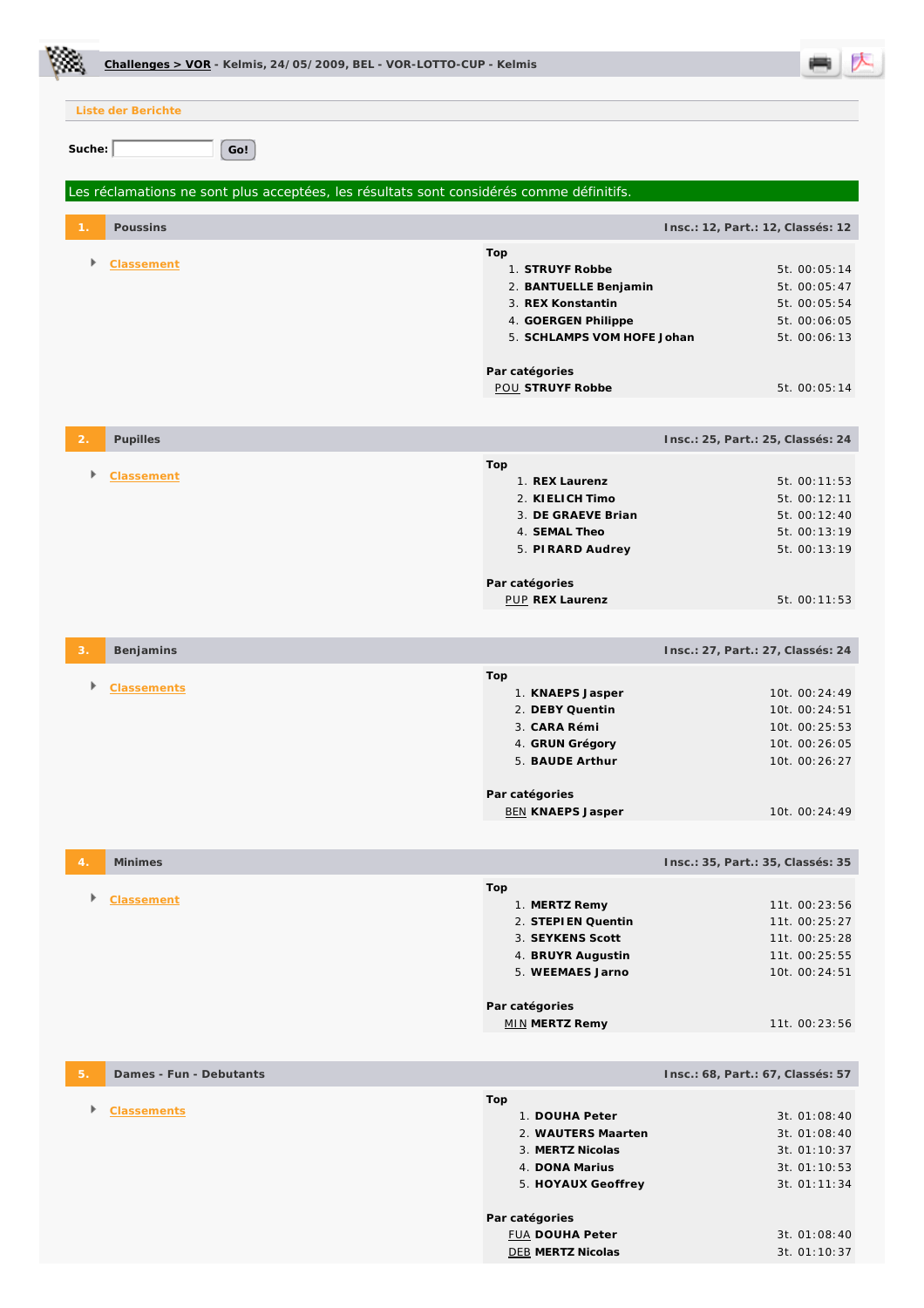**Challenges > VOR** - Kelmis, 24/05/2009, BEL - VOR-LOTTO-CUP - Kelmis

Liste der Berichte

**Suche:** Go!

Les réclamations ne sont plus acceptées, les résultats sont considérés comme définitifs.

## 1. Poussins

**Insc.: 12, Part.: 12, Classés: 12**

- Classement

**Top**

| | | |
|---|---|---|
| 1. | **STRUYF Robbe** | 5t. 00:05:14 |
| 2. | **BANTUELLE Benjamin** | 5t. 00:05:47 |
| 3. | **REX Konstantin** | 5t. 00:05:54 |
| 4. | **GOERGEN Philippe** | 5t. 00:06:05 |
| 5. | **SCHLAMPS VOM HOFE Johan** | 5t. 00:06:13 |

**Par catégories**

| | | |
|---|---|---|
| POU | **STRUYF Robbe** | 5t. 00:05:14 |

## 2. Pupilles

**Insc.: 25, Part.: 25, Classés: 24**

- Classement

**Top**

| | | |
|---|---|---|
| 1. | **REX Laurenz** | 5t. 00:11:53 |
| 2. | **KIELICH Timo** | 5t. 00:12:11 |
| 3. | **DE GRAEVE Brian** | 5t. 00:12:40 |
| 4. | **SEMAL Theo** | 5t. 00:13:19 |
| 5. | **PIRARD Audrey** | 5t. 00:13:19 |

**Par catégories**

| | | |
|---|---|---|
| PUP | **REX Laurenz** | 5t. 00:11:53 |

## 3. Benjamins

**Insc.: 27, Part.: 27, Classés: 24**

- Classements

**Top**

| | | |
|---|---|---|
| 1. | **KNAEPS Jasper** | 10t. 00:24:49 |
| 2. | **DEBY Quentin** | 10t. 00:24:51 |
| 3. | **CARA Rémi** | 10t. 00:25:53 |
| 4. | **GRUN Grégory** | 10t. 00:26:05 |
| 5. | **BAUDE Arthur** | 10t. 00:26:27 |

**Par catégories**

| | | |
|---|---|---|
| BEN | **KNAEPS Jasper** | 10t. 00:24:49 |

## 4. Minimes

**Insc.: 35, Part.: 35, Classés: 35**

- Classement

**Top**

| | | |
|---|---|---|
| 1. | **MERTZ Remy** | 11t. 00:23:56 |
| 2. | **STEPIEN Quentin** | 11t. 00:25:27 |
| 3. | **SEYKENS Scott** | 11t. 00:25:28 |
| 4. | **BRUYR Augustin** | 11t. 00:25:55 |
| 5. | **WEEMAES Jarno** | 10t. 00:24:51 |

**Par catégories**

| | | |
|---|---|---|
| MIN | **MERTZ Remy** | 11t. 00:23:56 |

## 5. Dames - Fun - Debutants

**Insc.: 68, Part.: 67, Classés: 57**

- Classements

**Top**

| | | |
|---|---|---|
| 1. | **DOUHA Peter** | 3t. 01:08:40 |
| 2. | **WAUTERS Maarten** | 3t. 01:08:40 |
| 3. | **MERTZ Nicolas** | 3t. 01:10:37 |
| 4. | **DONA Marius** | 3t. 01:10:53 |
| 5. | **HOYAUX Geoffrey** | 3t. 01:11:34 |

**Par catégories**

| | | |
|---|---|---|
| FUA | **DOUHA Peter** | 3t. 01:08:40 |
| DEB | **MERTZ Nicolas** | 3t. 01:10:37 |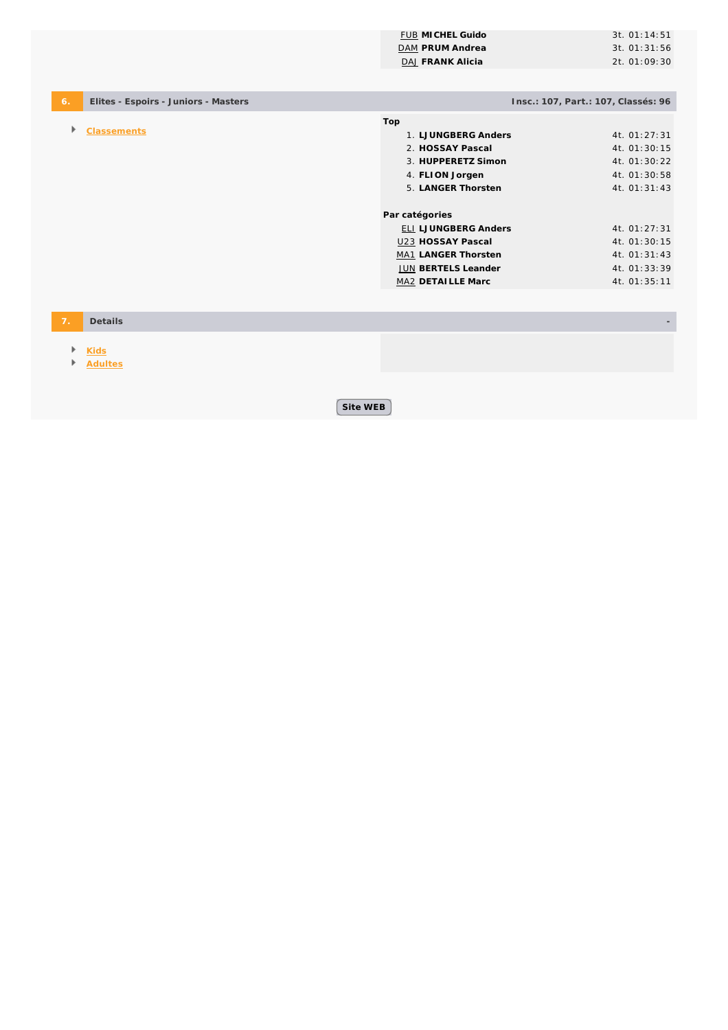| | | |
|---|---|---|
| FUB | **MICHEL Guido** | 3t. 01:14:51 |
| DAM | **PRUM Andrea** | 3t. 01:31:56 |
| DAJ | **FRANK Alicia** | 2t. 01:09:30 |

## 6. Elites - Espoirs - Juniors - Masters

**Insc.: 107, Part.: 107, Classés: 96**

- Classements

**Top**

| | | |
|---|---|---|
| 1. | **LJUNGBERG Anders** | 4t. 01:27:31 |
| 2. | **HOSSAY Pascal** | 4t. 01:30:15 |
| 3. | **HUPPERETZ Simon** | 4t. 01:30:22 |
| 4. | **FLION Jorgen** | 4t. 01:30:58 |
| 5. | **LANGER Thorsten** | 4t. 01:31:43 |

**Par catégories**

| | | |
|---|---|---|
| ELI | **LJUNGBERG Anders** | 4t. 01:27:31 |
| U23 | **HOSSAY Pascal** | 4t. 01:30:15 |
| MA1 | **LANGER Thorsten** | 4t. 01:31:43 |
| JUN | **BERTELS Leander** | 4t. 01:33:39 |
| MA2 | **DETAILLE Marc** | 4t. 01:35:11 |

## 7. Details

-

- Kids
- Adultes

Site WEB